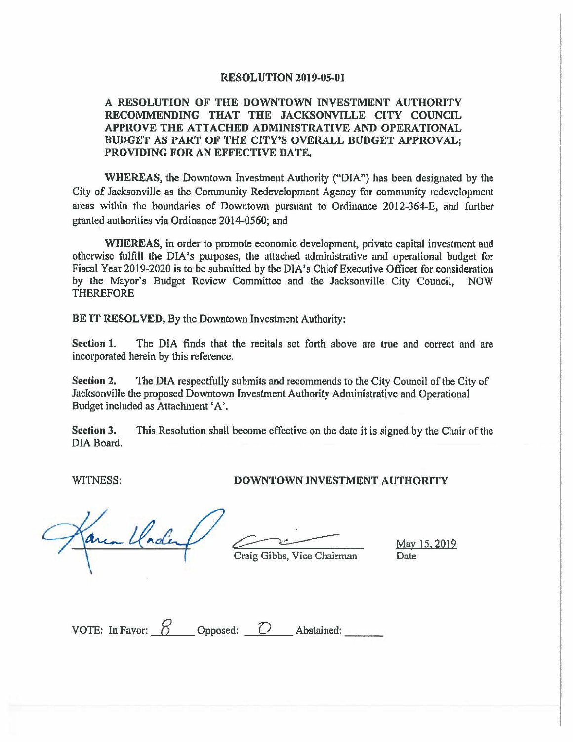# RESOLUTION 2019-05-01

## A RESOLUTION OF THE DOWNTOWN INVESTMENT AUTHORITY RECOMMENDING THAT THE JACKSONVILLE CITY COUNCIL APPROVE THE ATTACHED ADMINISTRATIVE AND OPERATIONAL BUDGET AS PART OF THE CITY'S OVERALL BUDGET APPROVAL; PROVIDING FOR AN EFFECTIVE DATE.

**WHEREAS,** the Downtown Investment Authority ("DIA") has been designated by the City of Jacksonville as the Community Redevelopment Agency for community redevelopment areas within the boundaries of Downtown pursuant to Ordinance 2012-364-E, and further granted authorities via Ordinance 2014-0560; and

**WHEREAS,** in order to promote economic development, private capital investment and otherwise fulfill the DIA's purposes, the attached administrative and operational budget for Fiscal Year 2019-2020 is to be submitted by the DIA's Chief Executive Officer for consideration by the Mayor's Budget Review Committee and the Jacksonville City Council, NOW THEREFORE

**BE IT RESOLVED,** By the Downtown Investment Authority:

**Section 1.** The DIA finds that the recitals set forth above are true and correct and are incorporated herein by this reference.

**Section 2.** The DIA respectfully submits and recommends to the City Council of the City of Jacksonville the proposed Downtown Investment Authority Administrative and Operational Budget included as Attachment 'A'.

**Section 3.** This Resolution shall become effective on the date it is signed by the Chair of the DIA Board.

WITNESS: **DOWNTOWN INVESTMENT AUTHORITY**

Craig Gibbs, Vice Chairman

May 15, 2019
Date

VOTE: In Favor: 8 Opposed: 0 Abstained: ______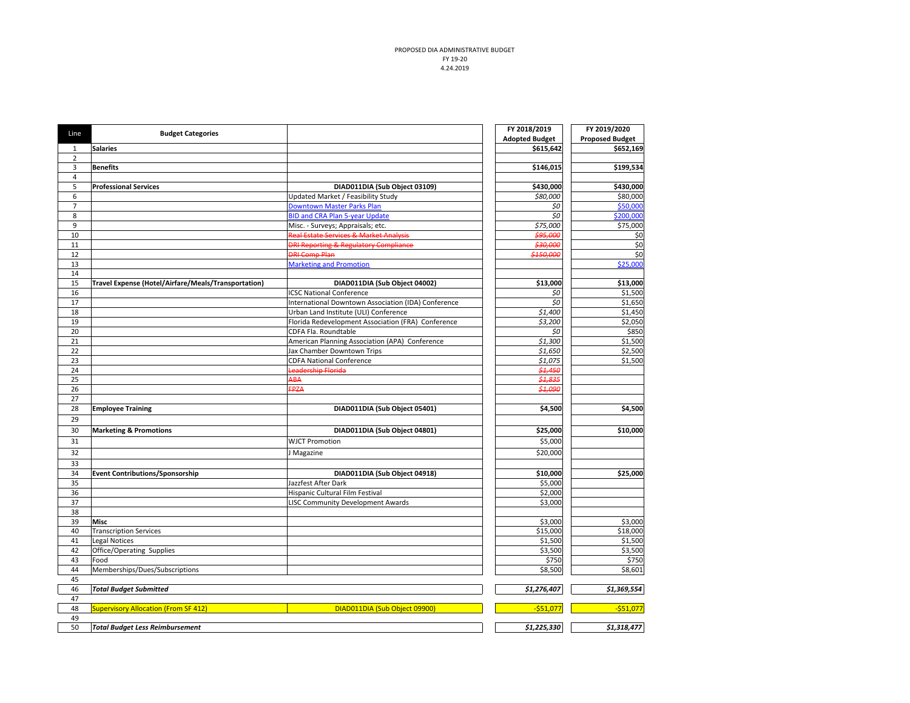PROPOSED DIA ADMINISTRATIVE BUDGET
FY 19-20
4.24.2019

| Line | Budget Categories | | FY 2018/2019 Adopted Budget | FY 2019/2020 Proposed Budget |
|---|---|---|---|---|
| 1 | **Salaries** | | **$615,642** | **$652,169** |
| 2 | | | | |
| 3 | **Benefits** | | **$146,015** | **$199,534** |
| 4 | | | | |
| 5 | **Professional Services** | **DIAD011DIA (Sub Object 03109)** | **$430,000** | **$430,000** |
| 6 | | Updated Market / Feasibility Study | *$80,000* | $80,000 |
| 7 | | Downtown Master Parks Plan | *$0* | $50,000 |
| 8 | | BID and CRA Plan 5-year Update | *$0* | $200,000 |
| 9 | | Misc. - Surveys; Appraisals; etc. | *$75,000* | $75,000 |
| 10 | | ~~Real Estate Services & Market Analysis~~ | ~~*$95,000*~~ | $0 |
| 11 | | ~~DRI Reporting & Regulatory Compliance~~ | ~~*$30,000*~~ | $0 |
| 12 | | ~~DRI Comp Plan~~ | ~~*$150,000*~~ | $0 |
| 13 | | Marketing and Promotion | | $25,000 |
| 14 | | | | |
| 15 | **Travel Expense (Hotel/Airfare/Meals/Transportation)** | **DIAD011DIA (Sub Object 04002)** | **$13,000** | **$13,000** |
| 16 | | ICSC National Conference | *$0* | $1,500 |
| 17 | | International Downtown Association (IDA) Conference | *$0* | $1,650 |
| 18 | | Urban Land Institute (ULI) Conference | *$1,400* | $1,450 |
| 19 | | Florida Redevelopment Association (FRA) Conference | *$3,200* | $2,050 |
| 20 | | CDFA Fla. Roundtable | *$0* | $850 |
| 21 | | American Planning Association (APA) Conference | *$1,300* | $1,500 |
| 22 | | Jax Chamber Downtown Trips | *$1,650* | $2,500 |
| 23 | | CDFA National Conference | *$1,075* | $1,500 |
| 24 | | ~~Leadership Florida~~ | ~~*$1,450*~~ | |
| 25 | | ~~ABA~~ | ~~*$1,835*~~ | |
| 26 | | ~~FPZA~~ | ~~*$1,090*~~ | |
| 27 | | | | |
| 28 | **Employee Training** | **DIAD011DIA (Sub Object 05401)** | **$4,500** | **$4,500** |
| 29 | | | | |
| 30 | **Marketing & Promotions** | **DIAD011DIA (Sub Object 04801)** | **$25,000** | **$10,000** |
| 31 | | WJCT Promotion | $5,000 | |
| 32 | | J Magazine | $20,000 | |
| 33 | | | | |
| 34 | **Event Contributions/Sponsorship** | **DIAD011DIA (Sub Object 04918)** | **$10,000** | **$25,000** |
| 35 | | Jazzfest After Dark | $5,000 | |
| 36 | | Hispanic Cultural Film Festival | $2,000 | |
| 37 | | LISC Community Development Awards | $3,000 | |
| 38 | | | | |
| 39 | **Misc** | | $3,000 | $3,000 |
| 40 | Transcription Services | | $15,000 | $18,000 |
| 41 | Legal Notices | | $1,500 | $1,500 |
| 42 | Office/Operating Supplies | | $3,500 | $3,500 |
| 43 | Food | | $750 | $750 |
| 44 | Memberships/Dues/Subscriptions | | $8,500 | $8,601 |
| 45 | | | | |
| 46 | ***Total Budget Submitted*** | | ***$1,276,407*** | ***$1,369,554*** |
| 47 | | | | |
| 48 | Supervisory Allocation (From SF 412) | DIAD011DIA (Sub Object 09900) | -$51,077 | -$51,077 |
| 49 | | | | |
| 50 | ***Total Budget Less Reimbursement*** | | ***$1,225,330*** | ***$1,318,477*** |